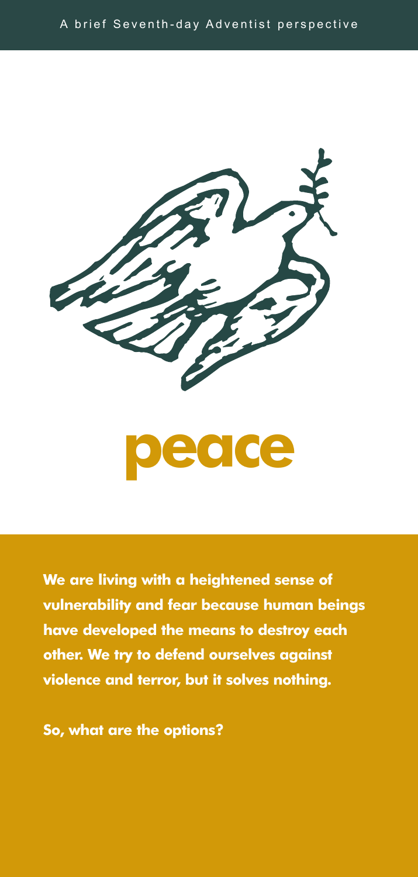A brief Seventh-day Adventist perspective

# peace

**We are living with a heightened sense of vulnerability and fear because human beings have developed the means to destroy each other. We try to defend ourselves against violence and terror, but it solves nothing.**

**So, what are the options?**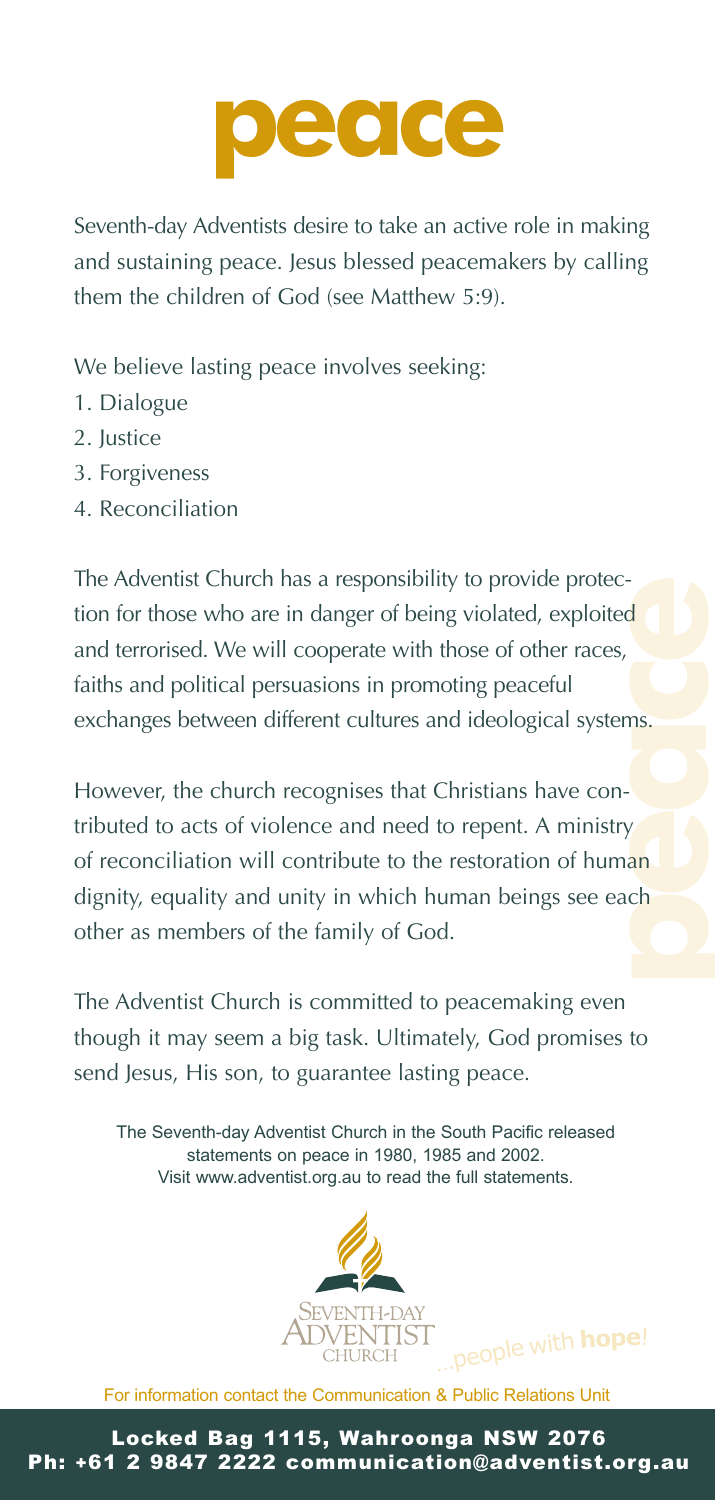# peace

Seventh-day Adventists desire to take an active role in making and sustaining peace. Jesus blessed peacemakers by calling them the children of God (see Matthew 5:9).

We believe lasting peace involves seeking:

1. Dialogue
2. Justice
3. Forgiveness
4. Reconciliation

The Adventist Church has a responsibility to provide protection for those who are in danger of being violated, exploited and terrorised. We will cooperate with those of other races, faiths and political persuasions in promoting peaceful exchanges between different cultures and ideological systems.

However, the church recognises that Christians have contributed to acts of violence and need to repent. A ministry of reconciliation will contribute to the restoration of human dignity, equality and unity in which human beings see each other as members of the family of God.

The Adventist Church is committed to peacemaking even though it may seem a big task. Ultimately, God promises to send Jesus, His son, to guarantee lasting peace.

The Seventh-day Adventist Church in the South Pacific released statements on peace in 1980, 1985 and 2002. Visit www.adventist.org.au to read the full statements.

Seventh-day Adventist Church

...people with **hope**!

For information contact the Communication & Public Relations Unit

**Locked Bag 1115, Wahroonga NSW 2076**
**Ph: +61 2 9847 2222 communication@adventist.org.au**